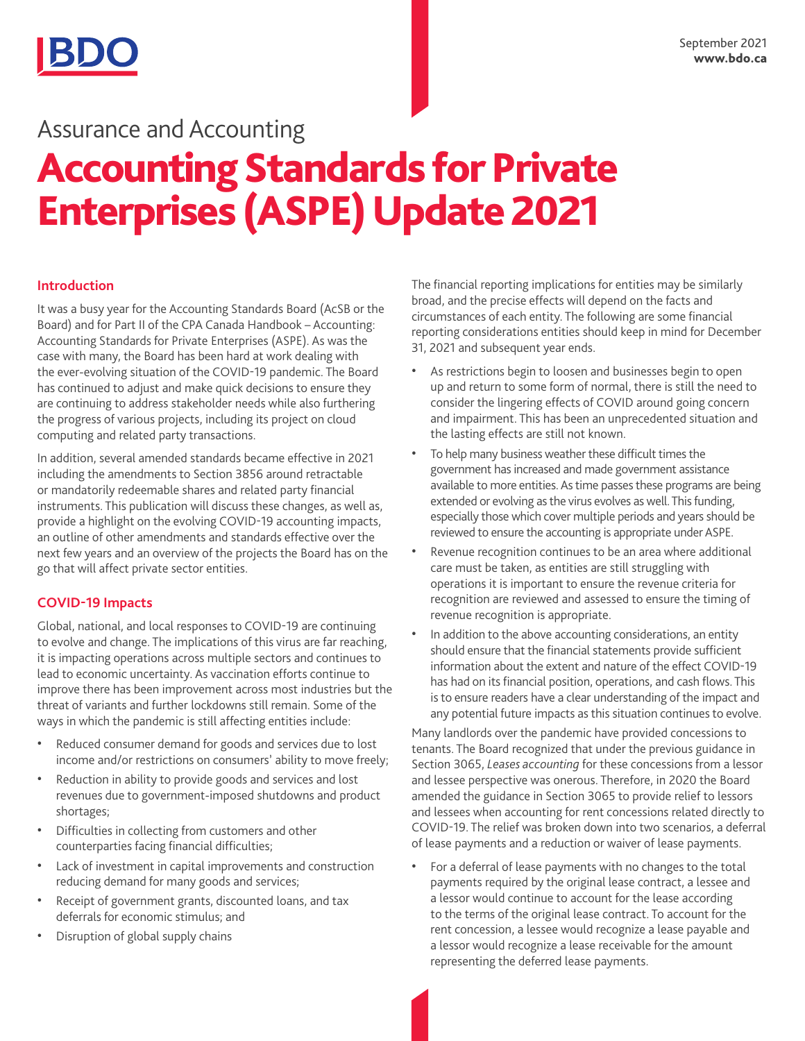September 2021
**www.bdo.ca**

Assurance and Accounting

# Accounting Standards for Private Enterprises (ASPE) Update 2021

## Introduction

It was a busy year for the Accounting Standards Board (AcSB or the Board) and for Part II of the CPA Canada Handbook – Accounting: Accounting Standards for Private Enterprises (ASPE). As was the case with many, the Board has been hard at work dealing with the ever-evolving situation of the COVID-19 pandemic. The Board has continued to adjust and make quick decisions to ensure they are continuing to address stakeholder needs while also furthering the progress of various projects, including its project on cloud computing and related party transactions.

In addition, several amended standards became effective in 2021 including the amendments to Section 3856 around retractable or mandatorily redeemable shares and related party financial instruments. This publication will discuss these changes, as well as, provide a highlight on the evolving COVID-19 accounting impacts, an outline of other amendments and standards effective over the next few years and an overview of the projects the Board has on the go that will affect private sector entities.

## COVID-19 Impacts

Global, national, and local responses to COVID-19 are continuing to evolve and change. The implications of this virus are far reaching, it is impacting operations across multiple sectors and continues to lead to economic uncertainty. As vaccination efforts continue to improve there has been improvement across most industries but the threat of variants and further lockdowns still remain. Some of the ways in which the pandemic is still affecting entities include:

- Reduced consumer demand for goods and services due to lost income and/or restrictions on consumers' ability to move freely;
- Reduction in ability to provide goods and services and lost revenues due to government-imposed shutdowns and product shortages;
- Difficulties in collecting from customers and other counterparties facing financial difficulties;
- Lack of investment in capital improvements and construction reducing demand for many goods and services;
- Receipt of government grants, discounted loans, and tax deferrals for economic stimulus; and
- Disruption of global supply chains

The financial reporting implications for entities may be similarly broad, and the precise effects will depend on the facts and circumstances of each entity. The following are some financial reporting considerations entities should keep in mind for December 31, 2021 and subsequent year ends.

- As restrictions begin to loosen and businesses begin to open up and return to some form of normal, there is still the need to consider the lingering effects of COVID around going concern and impairment. This has been an unprecedented situation and the lasting effects are still not known.
- To help many business weather these difficult times the government has increased and made government assistance available to more entities. As time passes these programs are being extended or evolving as the virus evolves as well. This funding, especially those which cover multiple periods and years should be reviewed to ensure the accounting is appropriate under ASPE.
- Revenue recognition continues to be an area where additional care must be taken, as entities are still struggling with operations it is important to ensure the revenue criteria for recognition are reviewed and assessed to ensure the timing of revenue recognition is appropriate.
- In addition to the above accounting considerations, an entity should ensure that the financial statements provide sufficient information about the extent and nature of the effect COVID-19 has had on its financial position, operations, and cash flows. This is to ensure readers have a clear understanding of the impact and any potential future impacts as this situation continues to evolve.

Many landlords over the pandemic have provided concessions to tenants. The Board recognized that under the previous guidance in Section 3065, *Leases accounting* for these concessions from a lessor and lessee perspective was onerous. Therefore, in 2020 the Board amended the guidance in Section 3065 to provide relief to lessors and lessees when accounting for rent concessions related directly to COVID-19. The relief was broken down into two scenarios, a deferral of lease payments and a reduction or waiver of lease payments.

- For a deferral of lease payments with no changes to the total payments required by the original lease contract, a lessee and a lessor would continue to account for the lease according to the terms of the original lease contract. To account for the rent concession, a lessee would recognize a lease payable and a lessor would recognize a lease receivable for the amount representing the deferred lease payments.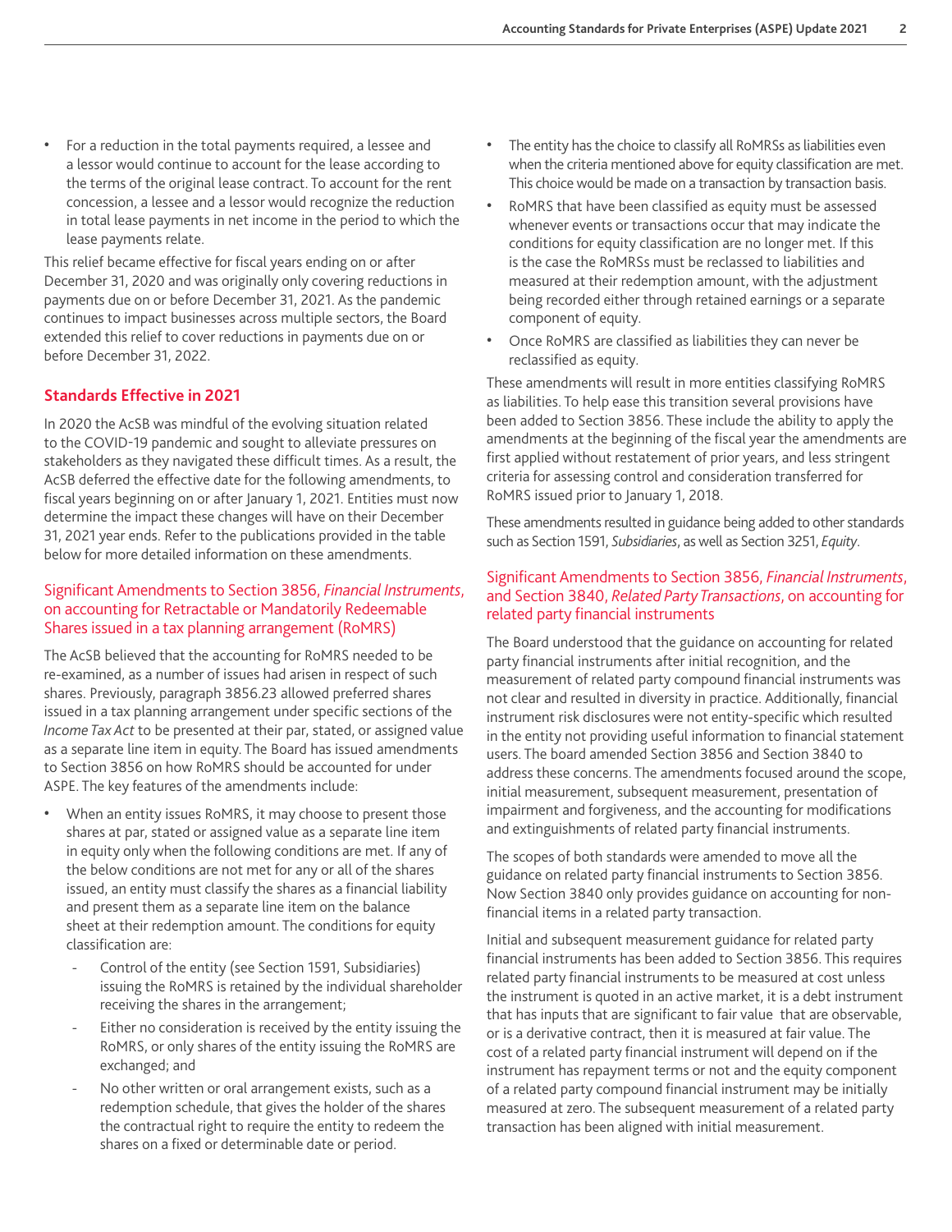- For a reduction in the total payments required, a lessee and a lessor would continue to account for the lease according to the terms of the original lease contract. To account for the rent concession, a lessee and a lessor would recognize the reduction in total lease payments in net income in the period to which the lease payments relate.

This relief became effective for fiscal years ending on or after December 31, 2020 and was originally only covering reductions in payments due on or before December 31, 2021. As the pandemic continues to impact businesses across multiple sectors, the Board extended this relief to cover reductions in payments due on or before December 31, 2022.

## Standards Effective in 2021

In 2020 the AcSB was mindful of the evolving situation related to the COVID-19 pandemic and sought to alleviate pressures on stakeholders as they navigated these difficult times. As a result, the AcSB deferred the effective date for the following amendments, to fiscal years beginning on or after January 1, 2021. Entities must now determine the impact these changes will have on their December 31, 2021 year ends. Refer to the publications provided in the table below for more detailed information on these amendments.

### Significant Amendments to Section 3856, *Financial Instruments*, on accounting for Retractable or Mandatorily Redeemable Shares issued in a tax planning arrangement (RoMRS)

The AcSB believed that the accounting for RoMRS needed to be re-examined, as a number of issues had arisen in respect of such shares. Previously, paragraph 3856.23 allowed preferred shares issued in a tax planning arrangement under specific sections of the *Income Tax Act* to be presented at their par, stated, or assigned value as a separate line item in equity. The Board has issued amendments to Section 3856 on how RoMRS should be accounted for under ASPE. The key features of the amendments include:

- When an entity issues RoMRS, it may choose to present those shares at par, stated or assigned value as a separate line item in equity only when the following conditions are met. If any of the below conditions are not met for any or all of the shares issued, an entity must classify the shares as a financial liability and present them as a separate line item on the balance sheet at their redemption amount. The conditions for equity classification are:
  - Control of the entity (see Section 1591, Subsidiaries) issuing the RoMRS is retained by the individual shareholder receiving the shares in the arrangement;
  - Either no consideration is received by the entity issuing the RoMRS, or only shares of the entity issuing the RoMRS are exchanged; and
  - No other written or oral arrangement exists, such as a redemption schedule, that gives the holder of the shares the contractual right to require the entity to redeem the shares on a fixed or determinable date or period.
- The entity has the choice to classify all RoMRSs as liabilities even when the criteria mentioned above for equity classification are met. This choice would be made on a transaction by transaction basis.
- RoMRS that have been classified as equity must be assessed whenever events or transactions occur that may indicate the conditions for equity classification are no longer met. If this is the case the RoMRSs must be reclassed to liabilities and measured at their redemption amount, with the adjustment being recorded either through retained earnings or a separate component of equity.
- Once RoMRS are classified as liabilities they can never be reclassified as equity.

These amendments will result in more entities classifying RoMRS as liabilities. To help ease this transition several provisions have been added to Section 3856. These include the ability to apply the amendments at the beginning of the fiscal year the amendments are first applied without restatement of prior years, and less stringent criteria for assessing control and consideration transferred for RoMRS issued prior to January 1, 2018.

These amendments resulted in guidance being added to other standards such as Section 1591, *Subsidiaries*, as well as Section 3251, *Equity*.

### Significant Amendments to Section 3856, *Financial Instruments*, and Section 3840, *Related Party Transactions*, on accounting for related party financial instruments

The Board understood that the guidance on accounting for related party financial instruments after initial recognition, and the measurement of related party compound financial instruments was not clear and resulted in diversity in practice. Additionally, financial instrument risk disclosures were not entity-specific which resulted in the entity not providing useful information to financial statement users. The board amended Section 3856 and Section 3840 to address these concerns. The amendments focused around the scope, initial measurement, subsequent measurement, presentation of impairment and forgiveness, and the accounting for modifications and extinguishments of related party financial instruments.

The scopes of both standards were amended to move all the guidance on related party financial instruments to Section 3856. Now Section 3840 only provides guidance on accounting for non-financial items in a related party transaction.

Initial and subsequent measurement guidance for related party financial instruments has been added to Section 3856. This requires related party financial instruments to be measured at cost unless the instrument is quoted in an active market, it is a debt instrument that has inputs that are significant to fair value that are observable, or is a derivative contract, then it is measured at fair value. The cost of a related party financial instrument will depend on if the instrument has repayment terms or not and the equity component of a related party compound financial instrument may be initially measured at zero. The subsequent measurement of a related party transaction has been aligned with initial measurement.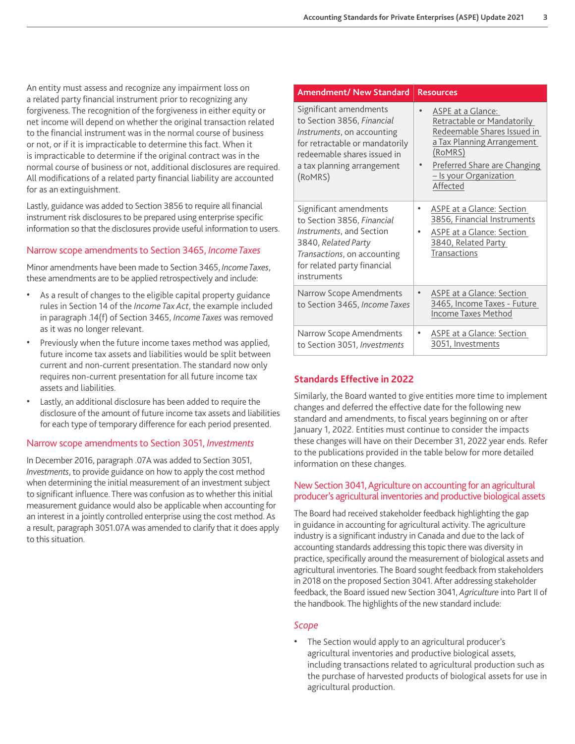An entity must assess and recognize any impairment loss on a related party financial instrument prior to recognizing any forgiveness. The recognition of the forgiveness in either equity or net income will depend on whether the original transaction related to the financial instrument was in the normal course of business or not, or if it is impracticable to determine this fact. When it is impracticable to determine if the original contract was in the normal course of business or not, additional disclosures are required. All modifications of a related party financial liability are accounted for as an extinguishment.

Lastly, guidance was added to Section 3856 to require all financial instrument risk disclosures to be prepared using enterprise specific information so that the disclosures provide useful information to users.

### Narrow scope amendments to Section 3465, *Income Taxes*

Minor amendments have been made to Section 3465, *Income Taxes*, these amendments are to be applied retrospectively and include:

- As a result of changes to the eligible capital property guidance rules in Section 14 of the *Income Tax Act*, the example included in paragraph .14(f) of Section 3465, *Income Taxes* was removed as it was no longer relevant.
- Previously when the future income taxes method was applied, future income tax assets and liabilities would be split between current and non-current presentation. The standard now only requires non-current presentation for all future income tax assets and liabilities.
- Lastly, an additional disclosure has been added to require the disclosure of the amount of future income tax assets and liabilities for each type of temporary difference for each period presented.

### Narrow scope amendments to Section 3051, *Investments*

In December 2016, paragraph .07A was added to Section 3051, *Investments*, to provide guidance on how to apply the cost method when determining the initial measurement of an investment subject to significant influence. There was confusion as to whether this initial measurement guidance would also be applicable when accounting for an interest in a jointly controlled enterprise using the cost method. As a result, paragraph 3051.07A was amended to clarify that it does apply to this situation.

| Amendment/ New Standard | Resources |
|---|---|
| Significant amendments to Section 3856, *Financial Instruments*, on accounting for retractable or mandatorily redeemable shares issued in a tax planning arrangement (RoMRS) | • ASPE at a Glance: Retractable or Mandatorily Redeemable Shares Issued in a Tax Planning Arrangement (RoMRS)<br>• Preferred Share are Changing – Is your Organization Affected |
| Significant amendments to Section 3856, *Financial Instruments*, and Section 3840, *Related Party Transactions*, on accounting for related party financial instruments | • ASPE at a Glance: Section 3856, Financial Instruments<br>• ASPE at a Glance: Section 3840, Related Party Transactions |
| Narrow Scope Amendments to Section 3465, *Income Taxes* | • ASPE at a Glance: Section 3465, Income Taxes - Future Income Taxes Method |
| Narrow Scope Amendments to Section 3051, *Investments* | • ASPE at a Glance: Section 3051, Investments |

## Standards Effective in 2022

Similarly, the Board wanted to give entities more time to implement changes and deferred the effective date for the following new standard and amendments, to fiscal years beginning on or after January 1, 2022. Entities must continue to consider the impacts these changes will have on their December 31, 2022 year ends. Refer to the publications provided in the table below for more detailed information on these changes.

### New Section 3041, Agriculture on accounting for an agricultural producer's agricultural inventories and productive biological assets

The Board had received stakeholder feedback highlighting the gap in guidance in accounting for agricultural activity. The agriculture industry is a significant industry in Canada and due to the lack of accounting standards addressing this topic there was diversity in practice, specifically around the measurement of biological assets and agricultural inventories. The Board sought feedback from stakeholders in 2018 on the proposed Section 3041. After addressing stakeholder feedback, the Board issued new Section 3041, *Agriculture* into Part II of the handbook. The highlights of the new standard include:

#### *Scope*

- The Section would apply to an agricultural producer's agricultural inventories and productive biological assets, including transactions related to agricultural production such as the purchase of harvested products of biological assets for use in agricultural production.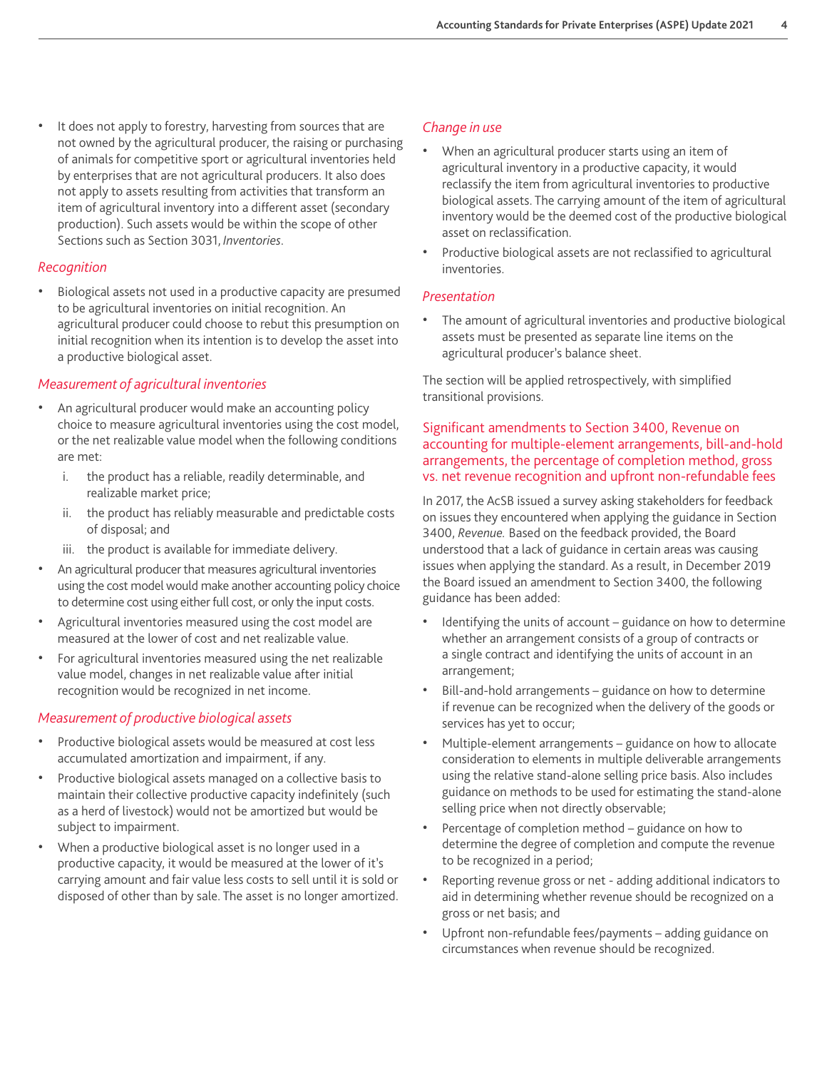- It does not apply to forestry, harvesting from sources that are not owned by the agricultural producer, the raising or purchasing of animals for competitive sport or agricultural inventories held by enterprises that are not agricultural producers. It also does not apply to assets resulting from activities that transform an item of agricultural inventory into a different asset (secondary production). Such assets would be within the scope of other Sections such as Section 3031, *Inventories*.

### *Recognition*

- Biological assets not used in a productive capacity are presumed to be agricultural inventories on initial recognition. An agricultural producer could choose to rebut this presumption on initial recognition when its intention is to develop the asset into a productive biological asset.

### *Measurement of agricultural inventories*

- An agricultural producer would make an accounting policy choice to measure agricultural inventories using the cost model, or the net realizable value model when the following conditions are met:
  - i. the product has a reliable, readily determinable, and realizable market price;
  - ii. the product has reliably measurable and predictable costs of disposal; and
  - iii. the product is available for immediate delivery.
- An agricultural producer that measures agricultural inventories using the cost model would make another accounting policy choice to determine cost using either full cost, or only the input costs.
- Agricultural inventories measured using the cost model are measured at the lower of cost and net realizable value.
- For agricultural inventories measured using the net realizable value model, changes in net realizable value after initial recognition would be recognized in net income.

### *Measurement of productive biological assets*

- Productive biological assets would be measured at cost less accumulated amortization and impairment, if any.
- Productive biological assets managed on a collective basis to maintain their collective productive capacity indefinitely (such as a herd of livestock) would not be amortized but would be subject to impairment.
- When a productive biological asset is no longer used in a productive capacity, it would be measured at the lower of it's carrying amount and fair value less costs to sell until it is sold or disposed of other than by sale. The asset is no longer amortized.

### *Change in use*

- When an agricultural producer starts using an item of agricultural inventory in a productive capacity, it would reclassify the item from agricultural inventories to productive biological assets. The carrying amount of the item of agricultural inventory would be the deemed cost of the productive biological asset on reclassification.
- Productive biological assets are not reclassified to agricultural inventories.

### *Presentation*

- The amount of agricultural inventories and productive biological assets must be presented as separate line items on the agricultural producer's balance sheet.

The section will be applied retrospectively, with simplified transitional provisions.

## Significant amendments to Section 3400, Revenue on accounting for multiple-element arrangements, bill-and-hold arrangements, the percentage of completion method, gross vs. net revenue recognition and upfront non-refundable fees

In 2017, the AcSB issued a survey asking stakeholders for feedback on issues they encountered when applying the guidance in Section 3400, *Revenue.* Based on the feedback provided, the Board understood that a lack of guidance in certain areas was causing issues when applying the standard. As a result, in December 2019 the Board issued an amendment to Section 3400, the following guidance has been added:

- Identifying the units of account – guidance on how to determine whether an arrangement consists of a group of contracts or a single contract and identifying the units of account in an arrangement;
- Bill-and-hold arrangements – guidance on how to determine if revenue can be recognized when the delivery of the goods or services has yet to occur;
- Multiple-element arrangements – guidance on how to allocate consideration to elements in multiple deliverable arrangements using the relative stand-alone selling price basis. Also includes guidance on methods to be used for estimating the stand-alone selling price when not directly observable;
- Percentage of completion method – guidance on how to determine the degree of completion and compute the revenue to be recognized in a period;
- Reporting revenue gross or net - adding additional indicators to aid in determining whether revenue should be recognized on a gross or net basis; and
- Upfront non-refundable fees/payments – adding guidance on circumstances when revenue should be recognized.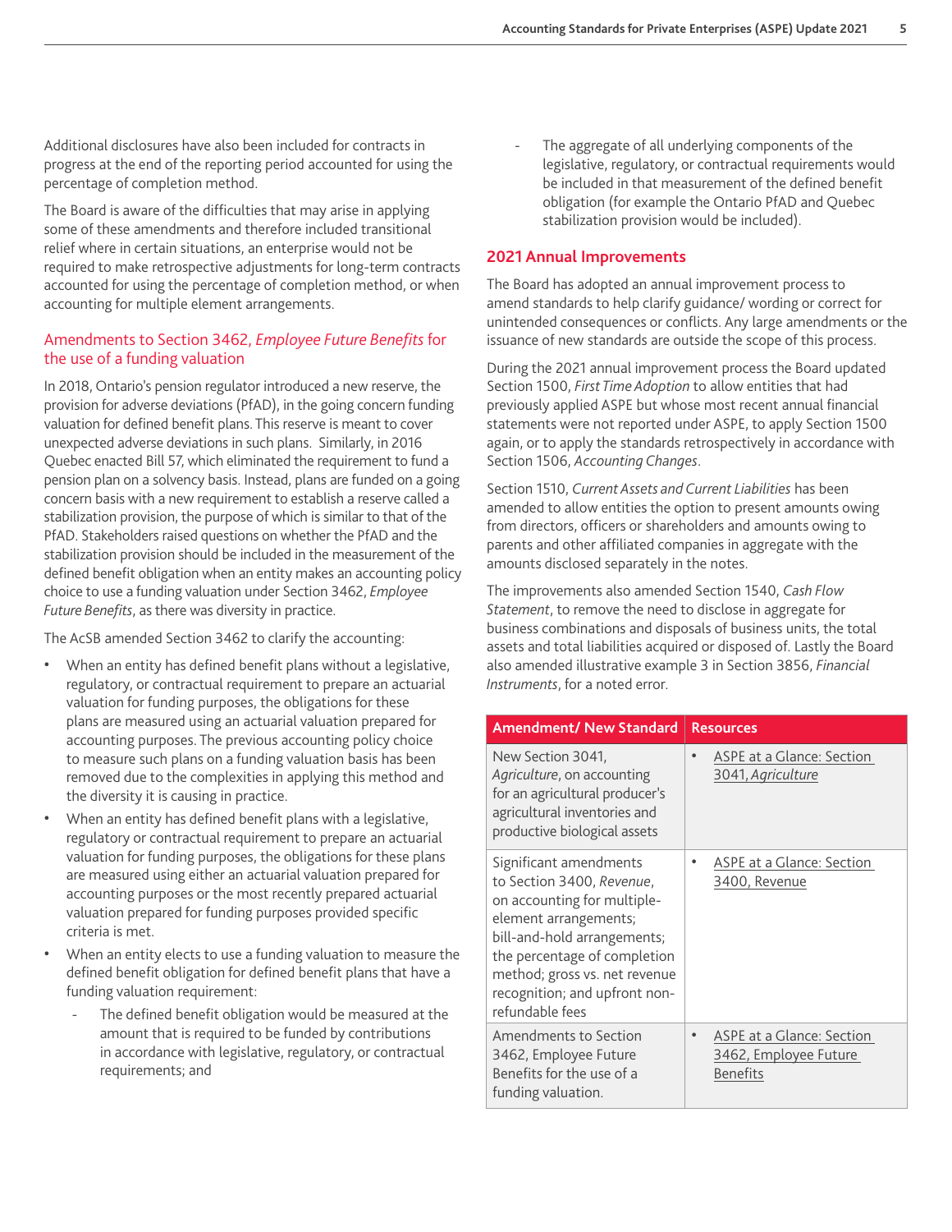Additional disclosures have also been included for contracts in progress at the end of the reporting period accounted for using the percentage of completion method.

The Board is aware of the difficulties that may arise in applying some of these amendments and therefore included transitional relief where in certain situations, an enterprise would not be required to make retrospective adjustments for long-term contracts accounted for using the percentage of completion method, or when accounting for multiple element arrangements.

## Amendments to Section 3462, *Employee Future Benefits* for the use of a funding valuation

In 2018, Ontario's pension regulator introduced a new reserve, the provision for adverse deviations (PfAD), in the going concern funding valuation for defined benefit plans. This reserve is meant to cover unexpected adverse deviations in such plans. Similarly, in 2016 Quebec enacted Bill 57, which eliminated the requirement to fund a pension plan on a solvency basis. Instead, plans are funded on a going concern basis with a new requirement to establish a reserve called a stabilization provision, the purpose of which is similar to that of the PfAD. Stakeholders raised questions on whether the PfAD and the stabilization provision should be included in the measurement of the defined benefit obligation when an entity makes an accounting policy choice to use a funding valuation under Section 3462, *Employee Future Benefits*, as there was diversity in practice.

The AcSB amended Section 3462 to clarify the accounting:

- When an entity has defined benefit plans without a legislative, regulatory, or contractual requirement to prepare an actuarial valuation for funding purposes, the obligations for these plans are measured using an actuarial valuation prepared for accounting purposes. The previous accounting policy choice to measure such plans on a funding valuation basis has been removed due to the complexities in applying this method and the diversity it is causing in practice.
- When an entity has defined benefit plans with a legislative, regulatory or contractual requirement to prepare an actuarial valuation for funding purposes, the obligations for these plans are measured using either an actuarial valuation prepared for accounting purposes or the most recently prepared actuarial valuation prepared for funding purposes provided specific criteria is met.
- When an entity elects to use a funding valuation to measure the defined benefit obligation for defined benefit plans that have a funding valuation requirement:
  - The defined benefit obligation would be measured at the amount that is required to be funded by contributions in accordance with legislative, regulatory, or contractual requirements; and
  - The aggregate of all underlying components of the legislative, regulatory, or contractual requirements would be included in that measurement of the defined benefit obligation (for example the Ontario PfAD and Quebec stabilization provision would be included).

## 2021 Annual Improvements

The Board has adopted an annual improvement process to amend standards to help clarify guidance/ wording or correct for unintended consequences or conflicts. Any large amendments or the issuance of new standards are outside the scope of this process.

During the 2021 annual improvement process the Board updated Section 1500, *First Time Adoption* to allow entities that had previously applied ASPE but whose most recent annual financial statements were not reported under ASPE, to apply Section 1500 again, or to apply the standards retrospectively in accordance with Section 1506, *Accounting Changes*.

Section 1510, *Current Assets and Current Liabilities* has been amended to allow entities the option to present amounts owing from directors, officers or shareholders and amounts owing to parents and other affiliated companies in aggregate with the amounts disclosed separately in the notes.

The improvements also amended Section 1540, *Cash Flow Statement*, to remove the need to disclose in aggregate for business combinations and disposals of business units, the total assets and total liabilities acquired or disposed of. Lastly the Board also amended illustrative example 3 in Section 3856, *Financial Instruments*, for a noted error.

| Amendment/ New Standard | Resources |
|---|---|
| New Section 3041, *Agriculture*, on accounting for an agricultural producer's agricultural inventories and productive biological assets | • ASPE at a Glance: Section 3041, *Agriculture* |
| Significant amendments to Section 3400, *Revenue*, on accounting for multiple-element arrangements; bill-and-hold arrangements; the percentage of completion method; gross vs. net revenue recognition; and upfront non-refundable fees | • ASPE at a Glance: Section 3400, Revenue |
| Amendments to Section 3462, Employee Future Benefits for the use of a funding valuation. | • ASPE at a Glance: Section 3462, Employee Future Benefits |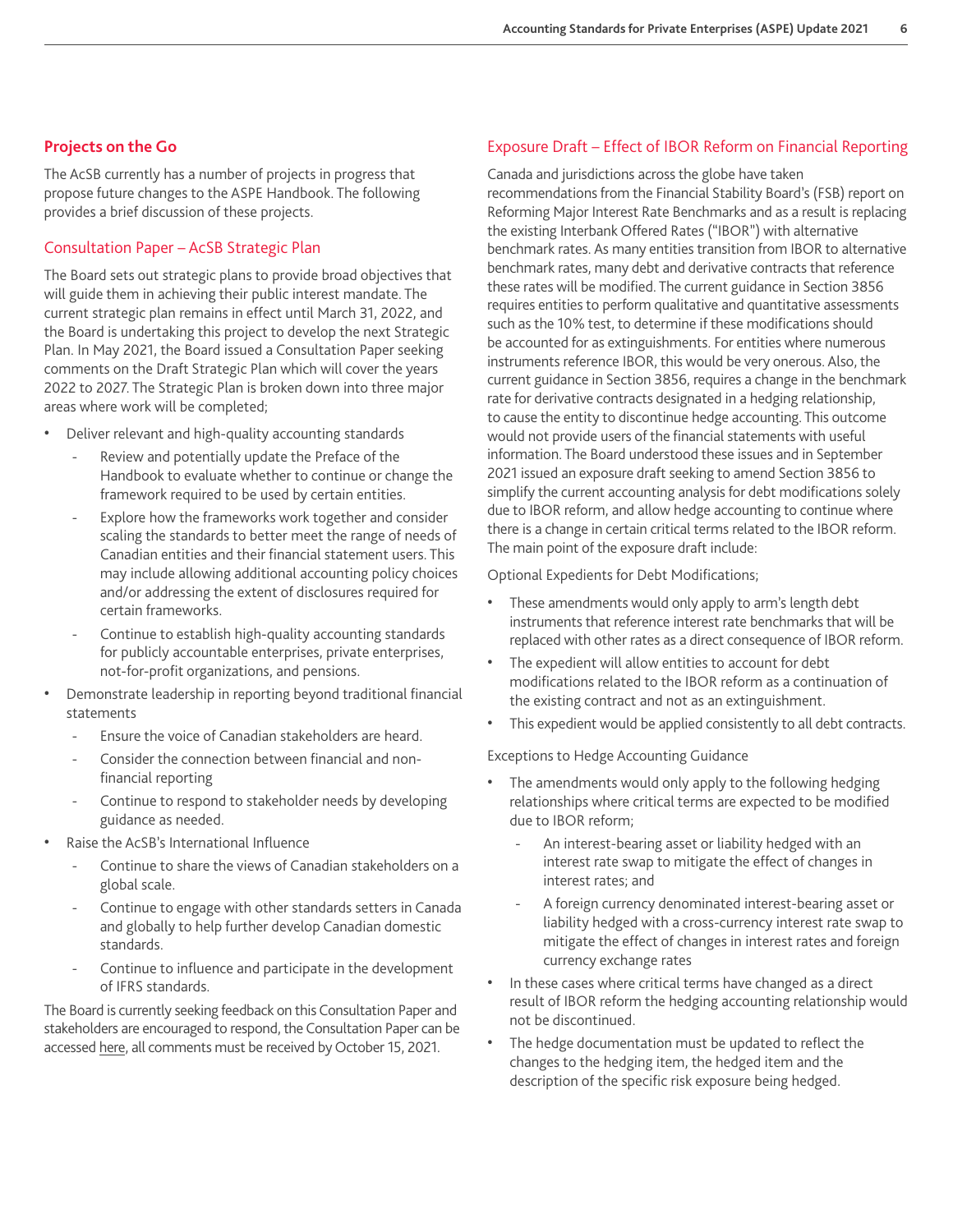## Projects on the Go

The AcSB currently has a number of projects in progress that propose future changes to the ASPE Handbook. The following provides a brief discussion of these projects.

### Consultation Paper – AcSB Strategic Plan

The Board sets out strategic plans to provide broad objectives that will guide them in achieving their public interest mandate. The current strategic plan remains in effect until March 31, 2022, and the Board is undertaking this project to develop the next Strategic Plan. In May 2021, the Board issued a Consultation Paper seeking comments on the Draft Strategic Plan which will cover the years 2022 to 2027. The Strategic Plan is broken down into three major areas where work will be completed;

- Deliver relevant and high-quality accounting standards
  - Review and potentially update the Preface of the Handbook to evaluate whether to continue or change the framework required to be used by certain entities.
  - Explore how the frameworks work together and consider scaling the standards to better meet the range of needs of Canadian entities and their financial statement users. This may include allowing additional accounting policy choices and/or addressing the extent of disclosures required for certain frameworks.
  - Continue to establish high-quality accounting standards for publicly accountable enterprises, private enterprises, not-for-profit organizations, and pensions.
- Demonstrate leadership in reporting beyond traditional financial statements
  - Ensure the voice of Canadian stakeholders are heard.
  - Consider the connection between financial and non-financial reporting
  - Continue to respond to stakeholder needs by developing guidance as needed.
- Raise the AcSB's International Influence
  - Continue to share the views of Canadian stakeholders on a global scale.
  - Continue to engage with other standards setters in Canada and globally to help further develop Canadian domestic standards.
  - Continue to influence and participate in the development of IFRS standards.

The Board is currently seeking feedback on this Consultation Paper and stakeholders are encouraged to respond, the Consultation Paper can be accessed here, all comments must be received by October 15, 2021.

### Exposure Draft – Effect of IBOR Reform on Financial Reporting

Canada and jurisdictions across the globe have taken recommendations from the Financial Stability Board's (FSB) report on Reforming Major Interest Rate Benchmarks and as a result is replacing the existing Interbank Offered Rates ("IBOR") with alternative benchmark rates. As many entities transition from IBOR to alternative benchmark rates, many debt and derivative contracts that reference these rates will be modified. The current guidance in Section 3856 requires entities to perform qualitative and quantitative assessments such as the 10% test, to determine if these modifications should be accounted for as extinguishments. For entities where numerous instruments reference IBOR, this would be very onerous. Also, the current guidance in Section 3856, requires a change in the benchmark rate for derivative contracts designated in a hedging relationship, to cause the entity to discontinue hedge accounting. This outcome would not provide users of the financial statements with useful information. The Board understood these issues and in September 2021 issued an exposure draft seeking to amend Section 3856 to simplify the current accounting analysis for debt modifications solely due to IBOR reform, and allow hedge accounting to continue where there is a change in certain critical terms related to the IBOR reform. The main point of the exposure draft include:

Optional Expedients for Debt Modifications;

- These amendments would only apply to arm's length debt instruments that reference interest rate benchmarks that will be replaced with other rates as a direct consequence of IBOR reform.
- The expedient will allow entities to account for debt modifications related to the IBOR reform as a continuation of the existing contract and not as an extinguishment.
- This expedient would be applied consistently to all debt contracts.

Exceptions to Hedge Accounting Guidance

- The amendments would only apply to the following hedging relationships where critical terms are expected to be modified due to IBOR reform;
  - An interest-bearing asset or liability hedged with an interest rate swap to mitigate the effect of changes in interest rates; and
  - A foreign currency denominated interest-bearing asset or liability hedged with a cross-currency interest rate swap to mitigate the effect of changes in interest rates and foreign currency exchange rates
- In these cases where critical terms have changed as a direct result of IBOR reform the hedging accounting relationship would not be discontinued.
- The hedge documentation must be updated to reflect the changes to the hedging item, the hedged item and the description of the specific risk exposure being hedged.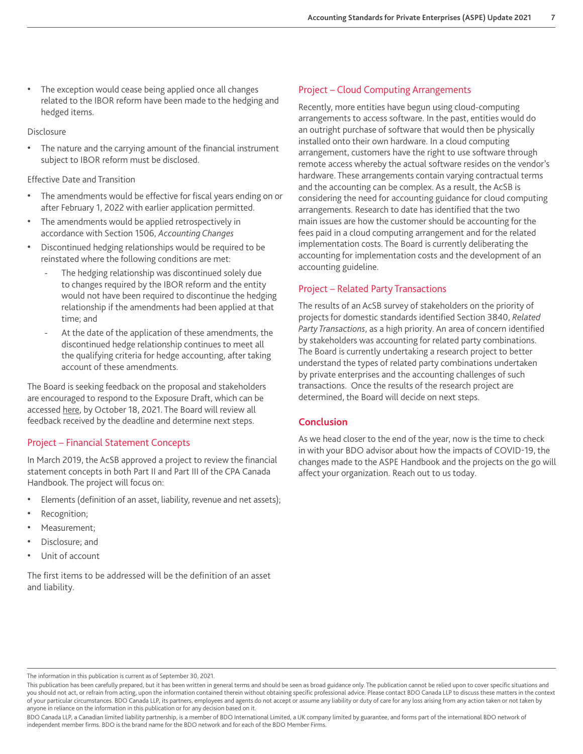- The exception would cease being applied once all changes related to the IBOR reform have been made to the hedging and hedged items.

Disclosure

- The nature and the carrying amount of the financial instrument subject to IBOR reform must be disclosed.

Effective Date and Transition

- The amendments would be effective for fiscal years ending on or after February 1, 2022 with earlier application permitted.
- The amendments would be applied retrospectively in accordance with Section 1506, *Accounting Changes*
- Discontinued hedging relationships would be required to be reinstated where the following conditions are met:
  - The hedging relationship was discontinued solely due to changes required by the IBOR reform and the entity would not have been required to discontinue the hedging relationship if the amendments had been applied at that time; and
  - At the date of the application of these amendments, the discontinued hedge relationship continues to meet all the qualifying criteria for hedge accounting, after taking account of these amendments.

The Board is seeking feedback on the proposal and stakeholders are encouraged to respond to the Exposure Draft, which can be accessed here, by October 18, 2021. The Board will review all feedback received by the deadline and determine next steps.

### Project – Financial Statement Concepts

In March 2019, the AcSB approved a project to review the financial statement concepts in both Part II and Part III of the CPA Canada Handbook. The project will focus on:

- Elements (definition of an asset, liability, revenue and net assets);
- Recognition;
- Measurement;
- Disclosure; and
- Unit of account

The first items to be addressed will be the definition of an asset and liability.

### Project – Cloud Computing Arrangements

Recently, more entities have begun using cloud-computing arrangements to access software. In the past, entities would do an outright purchase of software that would then be physically installed onto their own hardware. In a cloud computing arrangement, customers have the right to use software through remote access whereby the actual software resides on the vendor's hardware. These arrangements contain varying contractual terms and the accounting can be complex. As a result, the AcSB is considering the need for accounting guidance for cloud computing arrangements. Research to date has identified that the two main issues are how the customer should be accounting for the fees paid in a cloud computing arrangement and for the related implementation costs. The Board is currently deliberating the accounting for implementation costs and the development of an accounting guideline.

### Project – Related Party Transactions

The results of an AcSB survey of stakeholders on the priority of projects for domestic standards identified Section 3840, *Related Party Transactions*, as a high priority. An area of concern identified by stakeholders was accounting for related party combinations. The Board is currently undertaking a research project to better understand the types of related party combinations undertaken by private enterprises and the accounting challenges of such transactions. Once the results of the research project are determined, the Board will decide on next steps.

## Conclusion

As we head closer to the end of the year, now is the time to check in with your BDO advisor about how the impacts of COVID-19, the changes made to the ASPE Handbook and the projects on the go will affect your organization. Reach out to us today.

The information in this publication is current as of September 30, 2021.

This publication has been carefully prepared, but it has been written in general terms and should be seen as broad guidance only. The publication cannot be relied upon to cover specific situations and you should not act, or refrain from acting, upon the information contained therein without obtaining specific professional advice. Please contact BDO Canada LLP to discuss these matters in the context of your particular circumstances. BDO Canada LLP, its partners, employees and agents do not accept or assume any liability or duty of care for any loss arising from any action taken or not taken by anyone in reliance on the information in this publication or for any decision based on it.

BDO Canada LLP, a Canadian limited liability partnership, is a member of BDO International Limited, a UK company limited by guarantee, and forms part of the international BDO network of independent member firms. BDO is the brand name for the BDO network and for each of the BDO Member Firms.